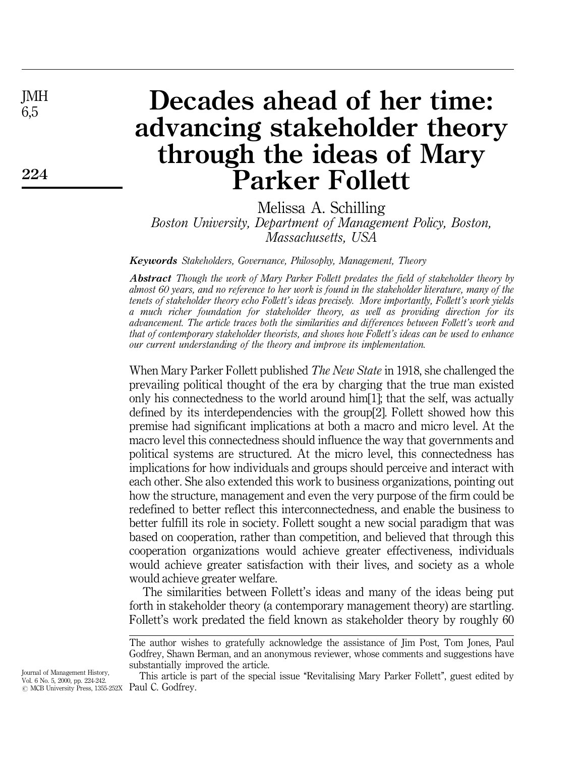# Decades ahead of her time: advancing stakeholder theory through the ideas of Mary Parker Follett

Melissa A. Schilling
*Boston University, Department of Management Policy, Boston, Massachusetts, USA*

***Keywords*** *Stakeholders, Governance, Philosophy, Management, Theory*

***Abstract*** *Though the work of Mary Parker Follett predates the field of stakeholder theory by almost 60 years, and no reference to her work is found in the stakeholder literature, many of the tenets of stakeholder theory echo Follett's ideas precisely. More importantly, Follett's work yields a much richer foundation for stakeholder theory, as well as providing direction for its advancement. The article traces both the similarities and differences between Follett's work and that of contemporary stakeholder theorists, and shows how Follett's ideas can be used to enhance our current understanding of the theory and improve its implementation.*

When Mary Parker Follett published *The New State* in 1918, she challenged the prevailing political thought of the era by charging that the true man existed only his connectedness to the world around him[1]; that the self, was actually defined by its interdependencies with the group[2]. Follett showed how this premise had significant implications at both a macro and micro level. At the macro level this connectedness should influence the way that governments and political systems are structured. At the micro level, this connectedness has implications for how individuals and groups should perceive and interact with each other. She also extended this work to business organizations, pointing out how the structure, management and even the very purpose of the firm could be redefined to better reflect this interconnectedness, and enable the business to better fulfill its role in society. Follett sought a new social paradigm that was based on cooperation, rather than competition, and believed that through this cooperation organizations would achieve greater effectiveness, individuals would achieve greater satisfaction with their lives, and society as a whole would achieve greater welfare.

The similarities between Follett's ideas and many of the ideas being put forth in stakeholder theory (a contemporary management theory) are startling. Follett's work predated the field known as stakeholder theory by roughly 60

The author wishes to gratefully acknowledge the assistance of Jim Post, Tom Jones, Paul Godfrey, Shawn Berman, and an anonymous reviewer, whose comments and suggestions have substantially improved the article.

This article is part of the special issue "Revitalising Mary Parker Follett", guest edited by Paul C. Godfrey.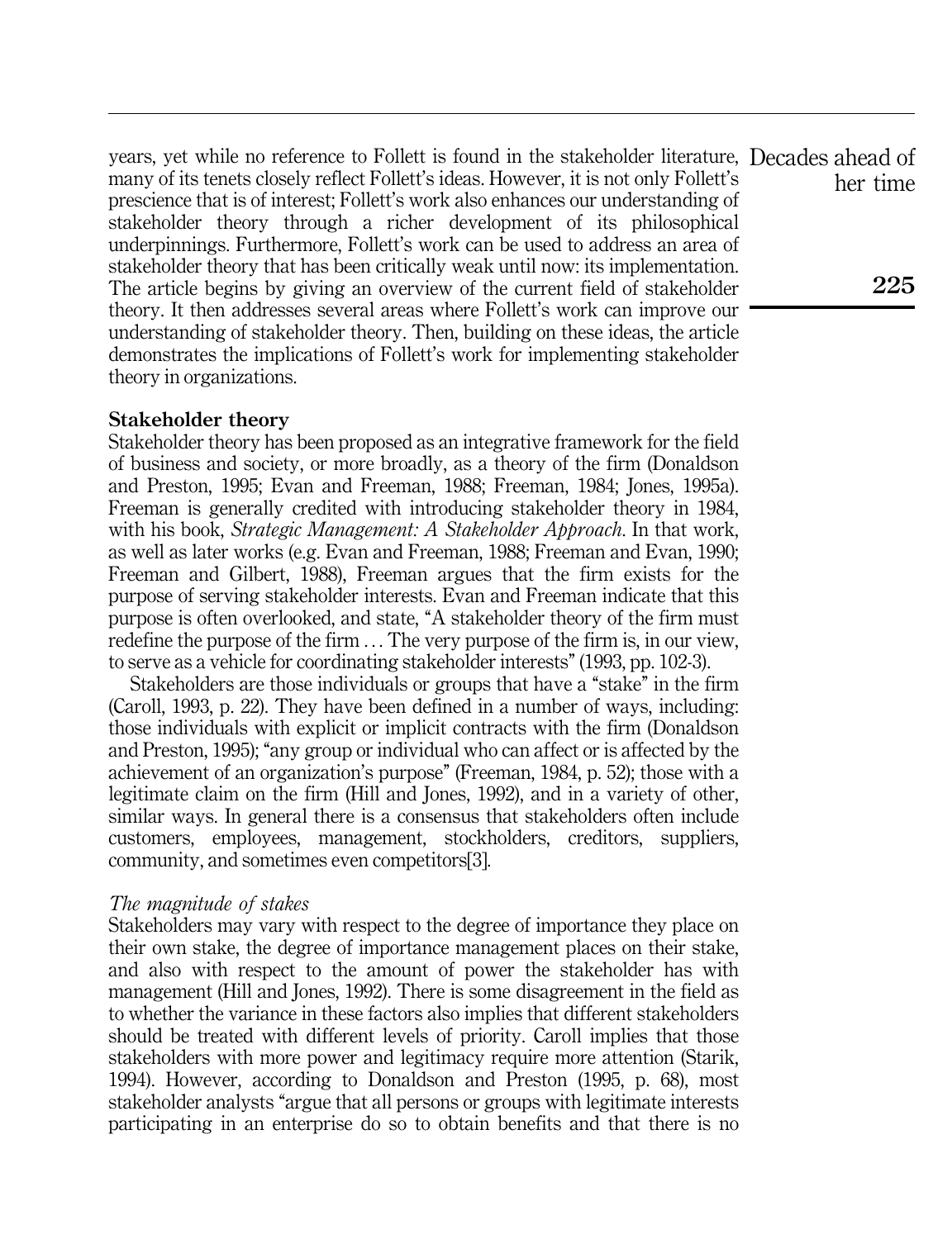years, yet while no reference to Follett is found in the stakeholder literature, many of its tenets closely reflect Follett's ideas. However, it is not only Follett's prescience that is of interest; Follett's work also enhances our understanding of stakeholder theory through a richer development of its philosophical underpinnings. Furthermore, Follett's work can be used to address an area of stakeholder theory that has been critically weak until now: its implementation. The article begins by giving an overview of the current field of stakeholder theory. It then addresses several areas where Follett's work can improve our understanding of stakeholder theory. Then, building on these ideas, the article demonstrates the implications of Follett's work for implementing stakeholder theory in organizations.

## Stakeholder theory

Stakeholder theory has been proposed as an integrative framework for the field of business and society, or more broadly, as a theory of the firm (Donaldson and Preston, 1995; Evan and Freeman, 1988; Freeman, 1984; Jones, 1995a). Freeman is generally credited with introducing stakeholder theory in 1984, with his book, *Strategic Management: A Stakeholder Approach*. In that work, as well as later works (e.g. Evan and Freeman, 1988; Freeman and Evan, 1990; Freeman and Gilbert, 1988), Freeman argues that the firm exists for the purpose of serving stakeholder interests. Evan and Freeman indicate that this purpose is often overlooked, and state, "A stakeholder theory of the firm must redefine the purpose of the firm … The very purpose of the firm is, in our view, to serve as a vehicle for coordinating stakeholder interests" (1993, pp. 102-3).

Stakeholders are those individuals or groups that have a "stake" in the firm (Caroll, 1993, p. 22). They have been defined in a number of ways, including: those individuals with explicit or implicit contracts with the firm (Donaldson and Preston, 1995); "any group or individual who can affect or is affected by the achievement of an organization's purpose" (Freeman, 1984, p. 52); those with a legitimate claim on the firm (Hill and Jones, 1992), and in a variety of other, similar ways. In general there is a consensus that stakeholders often include customers, employees, management, stockholders, creditors, suppliers, community, and sometimes even competitors[3].

### *The magnitude of stakes*

Stakeholders may vary with respect to the degree of importance they place on their own stake, the degree of importance management places on their stake, and also with respect to the amount of power the stakeholder has with management (Hill and Jones, 1992). There is some disagreement in the field as to whether the variance in these factors also implies that different stakeholders should be treated with different levels of priority. Caroll implies that those stakeholders with more power and legitimacy require more attention (Starik, 1994). However, according to Donaldson and Preston (1995, p. 68), most stakeholder analysts "argue that all persons or groups with legitimate interests participating in an enterprise do so to obtain benefits and that there is no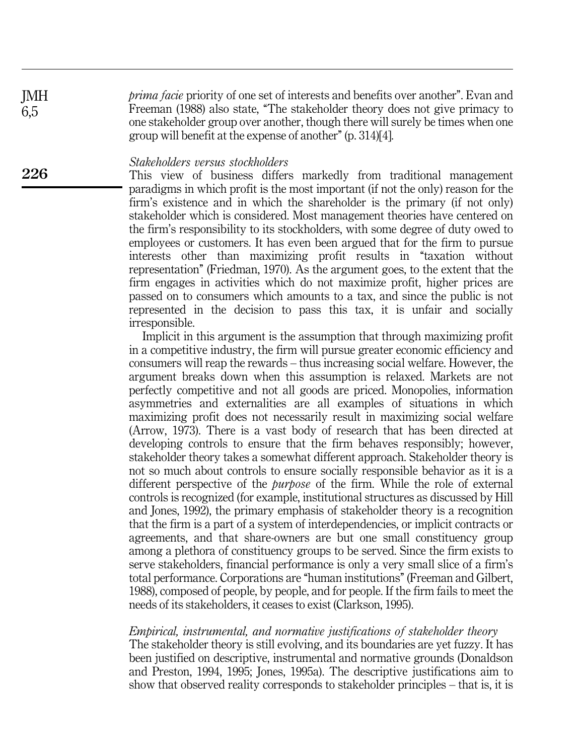*prima facie* priority of one set of interests and benefits over another". Evan and Freeman (1988) also state, "The stakeholder theory does not give primacy to one stakeholder group over another, though there will surely be times when one group will benefit at the expense of another" (p. 314)[4].

### *Stakeholders versus stockholders*

This view of business differs markedly from traditional management paradigms in which profit is the most important (if not the only) reason for the firm's existence and in which the shareholder is the primary (if not only) stakeholder which is considered. Most management theories have centered on the firm's responsibility to its stockholders, with some degree of duty owed to employees or customers. It has even been argued that for the firm to pursue interests other than maximizing profit results in "taxation without representation" (Friedman, 1970). As the argument goes, to the extent that the firm engages in activities which do not maximize profit, higher prices are passed on to consumers which amounts to a tax, and since the public is not represented in the decision to pass this tax, it is unfair and socially irresponsible.

Implicit in this argument is the assumption that through maximizing profit in a competitive industry, the firm will pursue greater economic efficiency and consumers will reap the rewards – thus increasing social welfare. However, the argument breaks down when this assumption is relaxed. Markets are not perfectly competitive and not all goods are priced. Monopolies, information asymmetries and externalities are all examples of situations in which maximizing profit does not necessarily result in maximizing social welfare (Arrow, 1973). There is a vast body of research that has been directed at developing controls to ensure that the firm behaves responsibly; however, stakeholder theory takes a somewhat different approach. Stakeholder theory is not so much about controls to ensure socially responsible behavior as it is a different perspective of the *purpose* of the firm. While the role of external controls is recognized (for example, institutional structures as discussed by Hill and Jones, 1992), the primary emphasis of stakeholder theory is a recognition that the firm is a part of a system of interdependencies, or implicit contracts or agreements, and that share-owners are but one small constituency group among a plethora of constituency groups to be served. Since the firm exists to serve stakeholders, financial performance is only a very small slice of a firm's total performance. Corporations are "human institutions" (Freeman and Gilbert, 1988), composed of people, by people, and for people. If the firm fails to meet the needs of its stakeholders, it ceases to exist (Clarkson, 1995).

### *Empirical, instrumental, and normative justifications of stakeholder theory*

The stakeholder theory is still evolving, and its boundaries are yet fuzzy. It has been justified on descriptive, instrumental and normative grounds (Donaldson and Preston, 1994, 1995; Jones, 1995a). The descriptive justifications aim to show that observed reality corresponds to stakeholder principles – that is, it is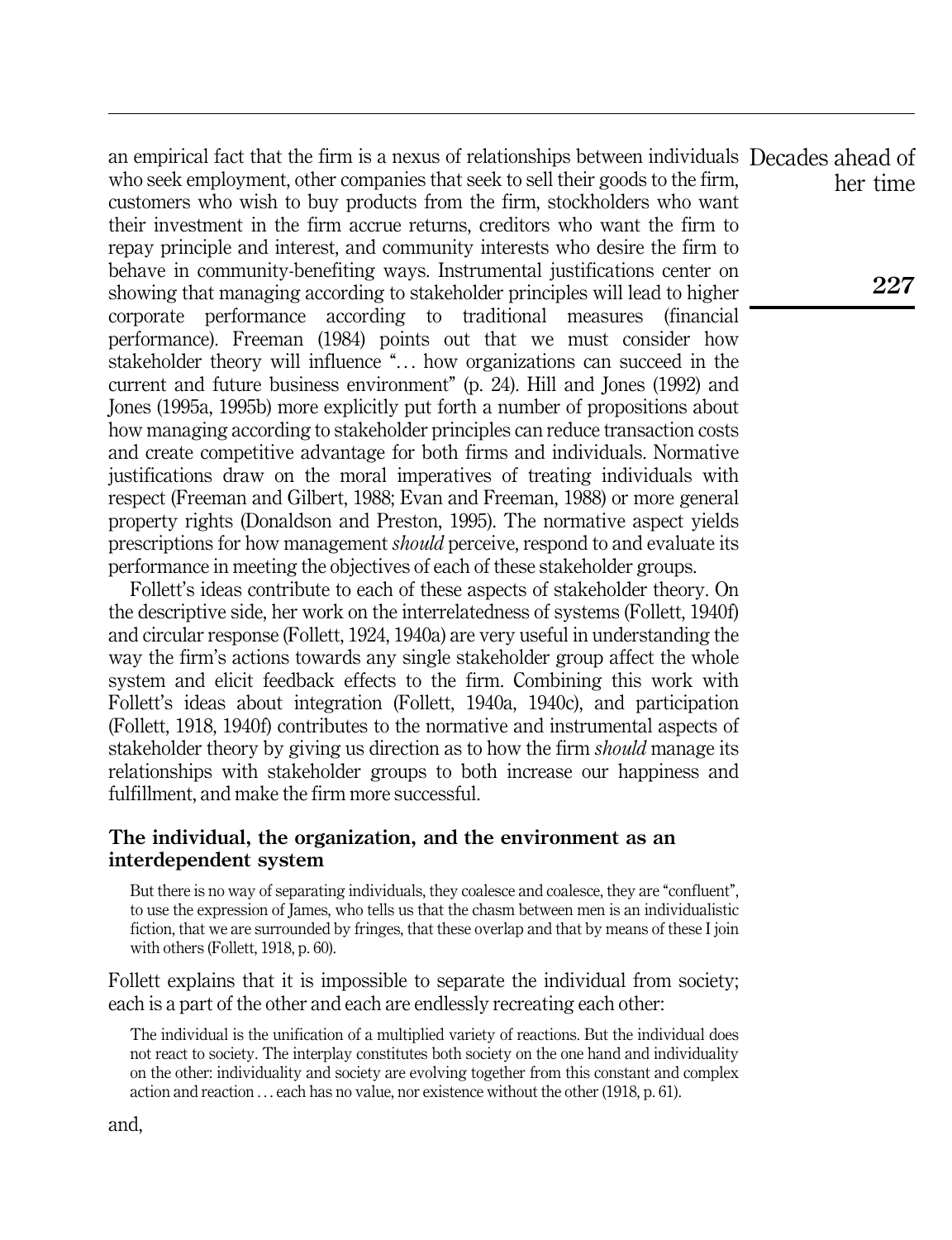an empirical fact that the firm is a nexus of relationships between individuals who seek employment, other companies that seek to sell their goods to the firm, customers who wish to buy products from the firm, stockholders who want their investment in the firm accrue returns, creditors who want the firm to repay principle and interest, and community interests who desire the firm to behave in community-benefiting ways. Instrumental justifications center on showing that managing according to stakeholder principles will lead to higher corporate performance according to traditional measures (financial performance). Freeman (1984) points out that we must consider how stakeholder theory will influence "… how organizations can succeed in the current and future business environment" (p. 24). Hill and Jones (1992) and Jones (1995a, 1995b) more explicitly put forth a number of propositions about how managing according to stakeholder principles can reduce transaction costs and create competitive advantage for both firms and individuals. Normative justifications draw on the moral imperatives of treating individuals with respect (Freeman and Gilbert, 1988; Evan and Freeman, 1988) or more general property rights (Donaldson and Preston, 1995). The normative aspect yields prescriptions for how management *should* perceive, respond to and evaluate its performance in meeting the objectives of each of these stakeholder groups.

Follett's ideas contribute to each of these aspects of stakeholder theory. On the descriptive side, her work on the interrelatedness of systems (Follett, 1940f) and circular response (Follett, 1924, 1940a) are very useful in understanding the way the firm's actions towards any single stakeholder group affect the whole system and elicit feedback effects to the firm. Combining this work with Follett's ideas about integration (Follett, 1940a, 1940c), and participation (Follett, 1918, 1940f) contributes to the normative and instrumental aspects of stakeholder theory by giving us direction as to how the firm *should* manage its relationships with stakeholder groups to both increase our happiness and fulfillment, and make the firm more successful.

## The individual, the organization, and the environment as an interdependent system

> But there is no way of separating individuals, they coalesce and coalesce, they are "confluent", to use the expression of James, who tells us that the chasm between men is an individualistic fiction, that we are surrounded by fringes, that these overlap and that by means of these I join with others (Follett, 1918, p. 60).

Follett explains that it is impossible to separate the individual from society; each is a part of the other and each are endlessly recreating each other:

> The individual is the unification of a multiplied variety of reactions. But the individual does not react to society. The interplay constitutes both society on the one hand and individuality on the other: individuality and society are evolving together from this constant and complex action and reaction … each has no value, nor existence without the other (1918, p. 61).

and,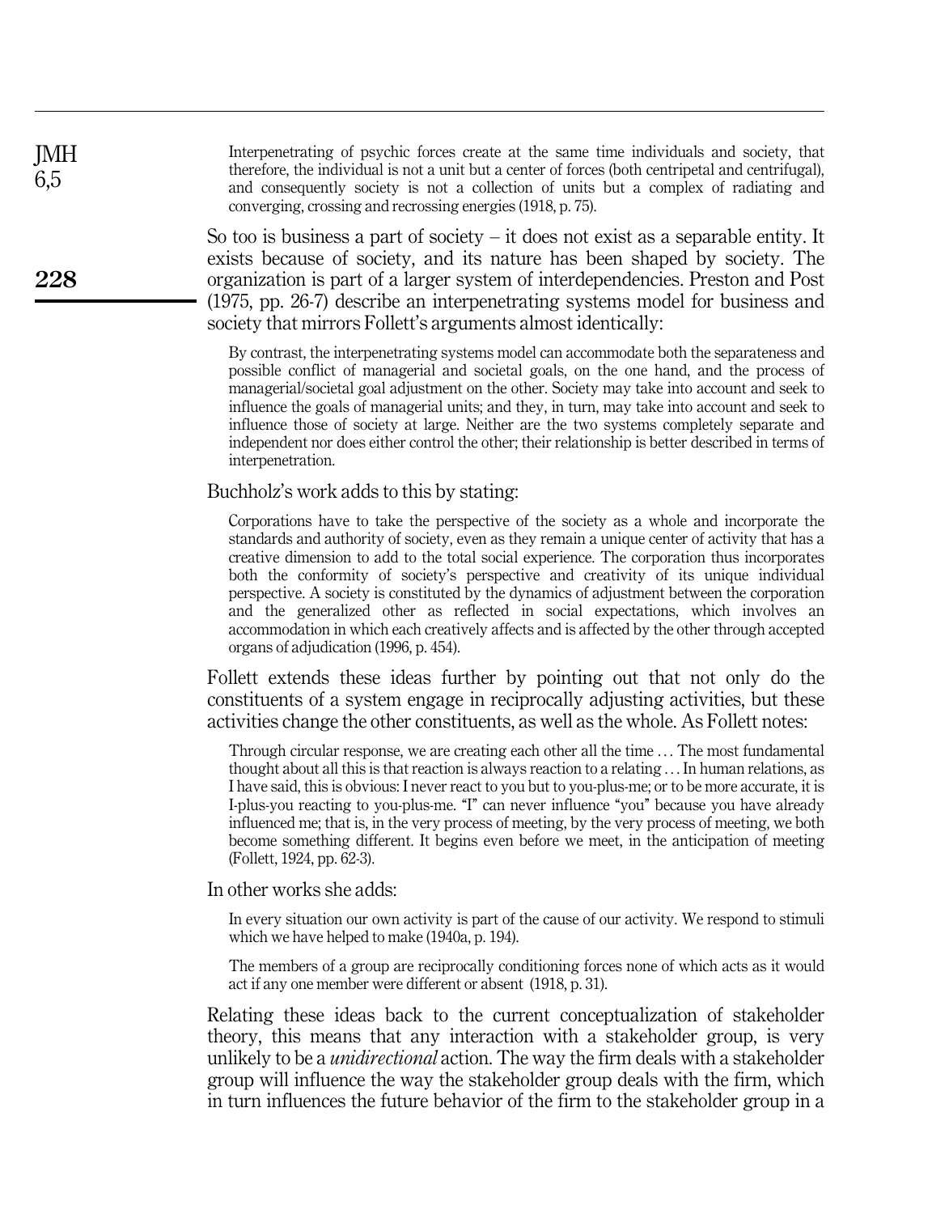> Interpenetrating of psychic forces create at the same time individuals and society, that therefore, the individual is not a unit but a center of forces (both centripetal and centrifugal), and consequently society is not a collection of units but a complex of radiating and converging, crossing and recrossing energies (1918, p. 75).

So too is business a part of society – it does not exist as a separable entity. It exists because of society, and its nature has been shaped by society. The organization is part of a larger system of interdependencies. Preston and Post (1975, pp. 26-7) describe an interpenetrating systems model for business and society that mirrors Follett's arguments almost identically:

> By contrast, the interpenetrating systems model can accommodate both the separateness and possible conflict of managerial and societal goals, on the one hand, and the process of managerial/societal goal adjustment on the other. Society may take into account and seek to influence the goals of managerial units; and they, in turn, may take into account and seek to influence those of society at large. Neither are the two systems completely separate and independent nor does either control the other; their relationship is better described in terms of interpenetration.

Buchholz's work adds to this by stating:

> Corporations have to take the perspective of the society as a whole and incorporate the standards and authority of society, even as they remain a unique center of activity that has a creative dimension to add to the total social experience. The corporation thus incorporates both the conformity of society's perspective and creativity of its unique individual perspective. A society is constituted by the dynamics of adjustment between the corporation and the generalized other as reflected in social expectations, which involves an accommodation in which each creatively affects and is affected by the other through accepted organs of adjudication (1996, p. 454).

Follett extends these ideas further by pointing out that not only do the constituents of a system engage in reciprocally adjusting activities, but these activities change the other constituents, as well as the whole. As Follett notes:

> Through circular response, we are creating each other all the time ... The most fundamental thought about all this is that reaction is always reaction to a relating ... In human relations, as I have said, this is obvious: I never react to you but to you-plus-me; or to be more accurate, it is I-plus-you reacting to you-plus-me. "I" can never influence "you" because you have already influenced me; that is, in the very process of meeting, by the very process of meeting, we both become something different. It begins even before we meet, in the anticipation of meeting (Follett, 1924, pp. 62-3).

In other works she adds:

> In every situation our own activity is part of the cause of our activity. We respond to stimuli which we have helped to make (1940a, p. 194).

> The members of a group are reciprocally conditioning forces none of which acts as it would act if any one member were different or absent (1918, p. 31).

Relating these ideas back to the current conceptualization of stakeholder theory, this means that any interaction with a stakeholder group, is very unlikely to be a *unidirectional* action. The way the firm deals with a stakeholder group will influence the way the stakeholder group deals with the firm, which in turn influences the future behavior of the firm to the stakeholder group in a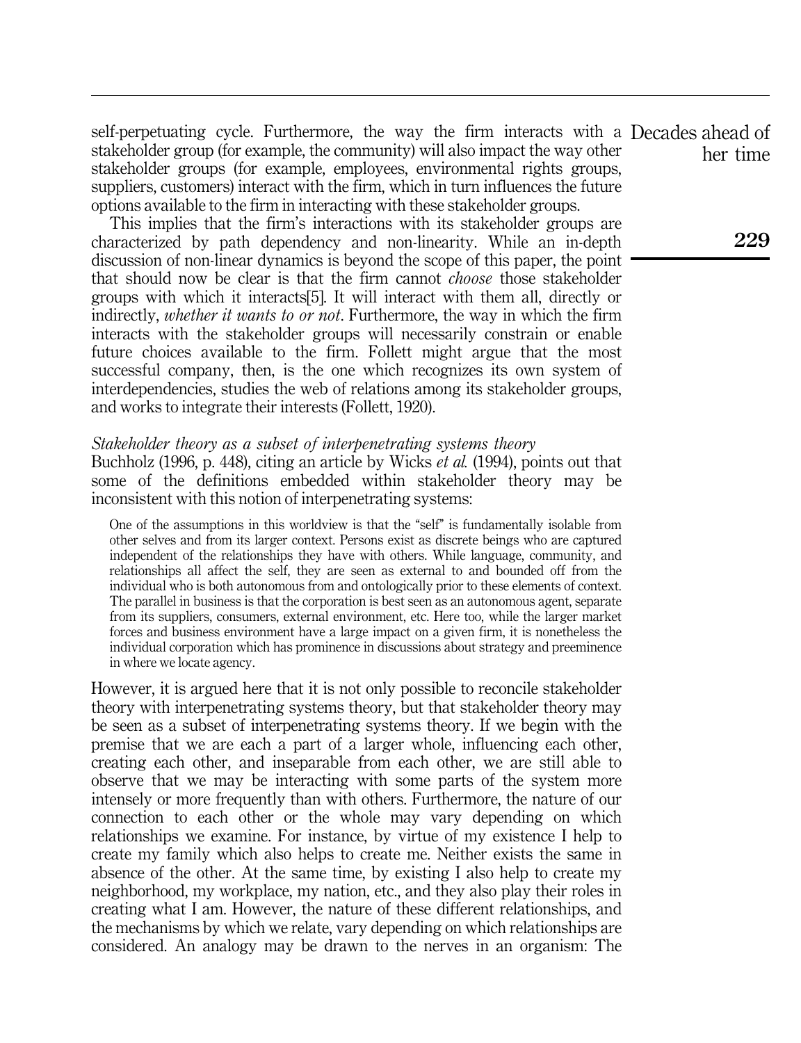self-perpetuating cycle. Furthermore, the way the firm interacts with a stakeholder group (for example, the community) will also impact the way other stakeholder groups (for example, employees, environmental rights groups, suppliers, customers) interact with the firm, which in turn influences the future options available to the firm in interacting with these stakeholder groups.

This implies that the firm's interactions with its stakeholder groups are characterized by path dependency and non-linearity. While an in-depth discussion of non-linear dynamics is beyond the scope of this paper, the point that should now be clear is that the firm cannot *choose* those stakeholder groups with which it interacts[5]. It will interact with them all, directly or indirectly, *whether it wants to or not*. Furthermore, the way in which the firm interacts with the stakeholder groups will necessarily constrain or enable future choices available to the firm. Follett might argue that the most successful company, then, is the one which recognizes its own system of interdependencies, studies the web of relations among its stakeholder groups, and works to integrate their interests (Follett, 1920).

### *Stakeholder theory as a subset of interpenetrating systems theory*

Buchholz (1996, p. 448), citing an article by Wicks *et al.* (1994), points out that some of the definitions embedded within stakeholder theory may be inconsistent with this notion of interpenetrating systems:

> One of the assumptions in this worldview is that the "self" is fundamentally isolable from other selves and from its larger context. Persons exist as discrete beings who are captured independent of the relationships they have with others. While language, community, and relationships all affect the self, they are seen as external to and bounded off from the individual who is both autonomous from and ontologically prior to these elements of context. The parallel in business is that the corporation is best seen as an autonomous agent, separate from its suppliers, consumers, external environment, etc. Here too, while the larger market forces and business environment have a large impact on a given firm, it is nonetheless the individual corporation which has prominence in discussions about strategy and preeminence in where we locate agency.

However, it is argued here that it is not only possible to reconcile stakeholder theory with interpenetrating systems theory, but that stakeholder theory may be seen as a subset of interpenetrating systems theory. If we begin with the premise that we are each a part of a larger whole, influencing each other, creating each other, and inseparable from each other, we are still able to observe that we may be interacting with some parts of the system more intensely or more frequently than with others. Furthermore, the nature of our connection to each other or the whole may vary depending on which relationships we examine. For instance, by virtue of my existence I help to create my family which also helps to create me. Neither exists the same in absence of the other. At the same time, by existing I also help to create my neighborhood, my workplace, my nation, etc., and they also play their roles in creating what I am. However, the nature of these different relationships, and the mechanisms by which we relate, vary depending on which relationships are considered. An analogy may be drawn to the nerves in an organism: The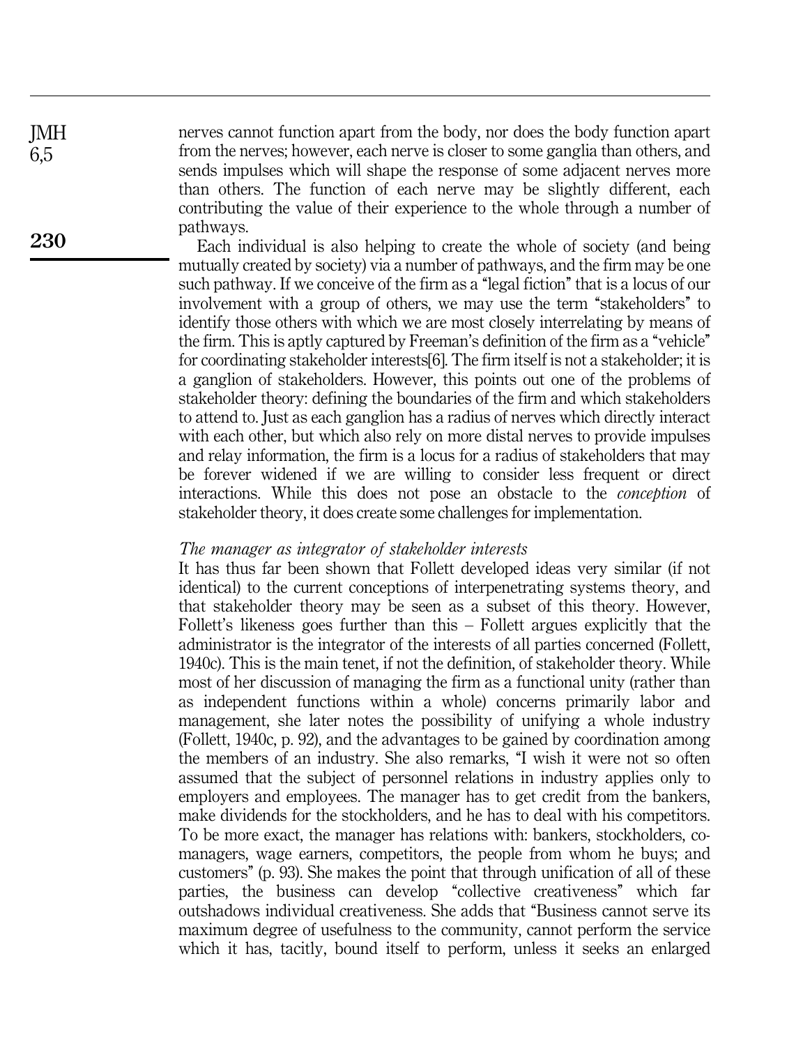nerves cannot function apart from the body, nor does the body function apart from the nerves; however, each nerve is closer to some ganglia than others, and sends impulses which will shape the response of some adjacent nerves more than others. The function of each nerve may be slightly different, each contributing the value of their experience to the whole through a number of pathways.

Each individual is also helping to create the whole of society (and being mutually created by society) via a number of pathways, and the firm may be one such pathway. If we conceive of the firm as a "legal fiction" that is a locus of our involvement with a group of others, we may use the term "stakeholders" to identify those others with which we are most closely interrelating by means of the firm. This is aptly captured by Freeman's definition of the firm as a "vehicle" for coordinating stakeholder interests[6]. The firm itself is not a stakeholder; it is a ganglion of stakeholders. However, this points out one of the problems of stakeholder theory: defining the boundaries of the firm and which stakeholders to attend to. Just as each ganglion has a radius of nerves which directly interact with each other, but which also rely on more distal nerves to provide impulses and relay information, the firm is a locus for a radius of stakeholders that may be forever widened if we are willing to consider less frequent or direct interactions. While this does not pose an obstacle to the *conception* of stakeholder theory, it does create some challenges for implementation.

### *The manager as integrator of stakeholder interests*

It has thus far been shown that Follett developed ideas very similar (if not identical) to the current conceptions of interpenetrating systems theory, and that stakeholder theory may be seen as a subset of this theory. However, Follett's likeness goes further than this – Follett argues explicitly that the administrator is the integrator of the interests of all parties concerned (Follett, 1940c). This is the main tenet, if not the definition, of stakeholder theory. While most of her discussion of managing the firm as a functional unity (rather than as independent functions within a whole) concerns primarily labor and management, she later notes the possibility of unifying a whole industry (Follett, 1940c, p. 92), and the advantages to be gained by coordination among the members of an industry. She also remarks, "I wish it were not so often assumed that the subject of personnel relations in industry applies only to employers and employees. The manager has to get credit from the bankers, make dividends for the stockholders, and he has to deal with his competitors. To be more exact, the manager has relations with: bankers, stockholders, co-managers, wage earners, competitors, the people from whom he buys; and customers" (p. 93). She makes the point that through unification of all of these parties, the business can develop "collective creativeness" which far outshadows individual creativeness. She adds that "Business cannot serve its maximum degree of usefulness to the community, cannot perform the service which it has, tacitly, bound itself to perform, unless it seeks an enlarged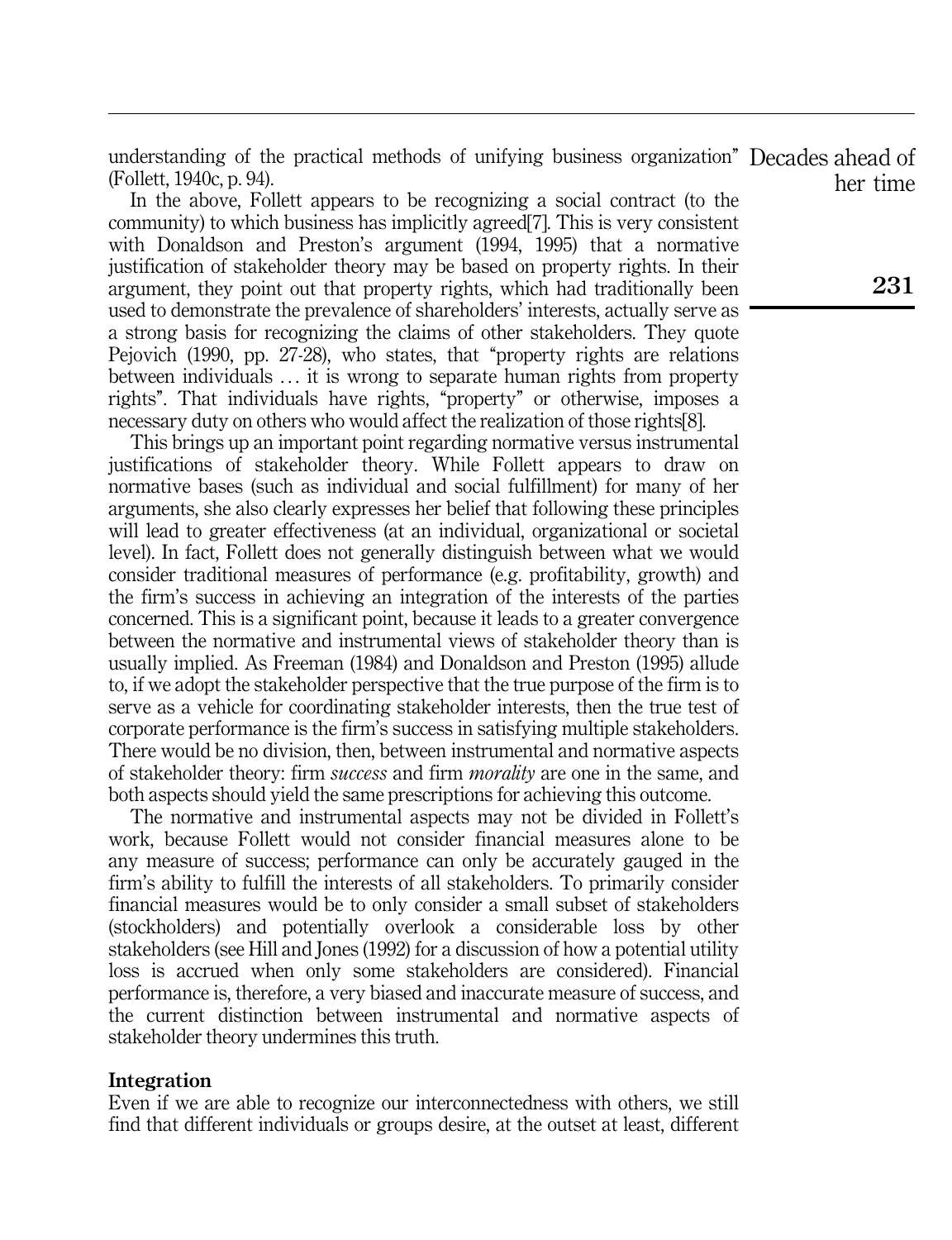understanding of the practical methods of unifying business organization" (Follett, 1940c, p. 94).

In the above, Follett appears to be recognizing a social contract (to the community) to which business has implicitly agreed[7]. This is very consistent with Donaldson and Preston's argument (1994, 1995) that a normative justification of stakeholder theory may be based on property rights. In their argument, they point out that property rights, which had traditionally been used to demonstrate the prevalence of shareholders' interests, actually serve as a strong basis for recognizing the claims of other stakeholders. They quote Pejovich (1990, pp. 27-28), who states, that "property rights are relations between individuals … it is wrong to separate human rights from property rights". That individuals have rights, "property" or otherwise, imposes a necessary duty on others who would affect the realization of those rights[8].

This brings up an important point regarding normative versus instrumental justifications of stakeholder theory. While Follett appears to draw on normative bases (such as individual and social fulfillment) for many of her arguments, she also clearly expresses her belief that following these principles will lead to greater effectiveness (at an individual, organizational or societal level). In fact, Follett does not generally distinguish between what we would consider traditional measures of performance (e.g. profitability, growth) and the firm's success in achieving an integration of the interests of the parties concerned. This is a significant point, because it leads to a greater convergence between the normative and instrumental views of stakeholder theory than is usually implied. As Freeman (1984) and Donaldson and Preston (1995) allude to, if we adopt the stakeholder perspective that the true purpose of the firm is to serve as a vehicle for coordinating stakeholder interests, then the true test of corporate performance is the firm's success in satisfying multiple stakeholders. There would be no division, then, between instrumental and normative aspects of stakeholder theory: firm *success* and firm *morality* are one in the same, and both aspects should yield the same prescriptions for achieving this outcome.

The normative and instrumental aspects may not be divided in Follett's work, because Follett would not consider financial measures alone to be any measure of success; performance can only be accurately gauged in the firm's ability to fulfill the interests of all stakeholders. To primarily consider financial measures would be to only consider a small subset of stakeholders (stockholders) and potentially overlook a considerable loss by other stakeholders (see Hill and Jones (1992) for a discussion of how a potential utility loss is accrued when only some stakeholders are considered). Financial performance is, therefore, a very biased and inaccurate measure of success, and the current distinction between instrumental and normative aspects of stakeholder theory undermines this truth.

## Integration

Even if we are able to recognize our interconnectedness with others, we still find that different individuals or groups desire, at the outset at least, different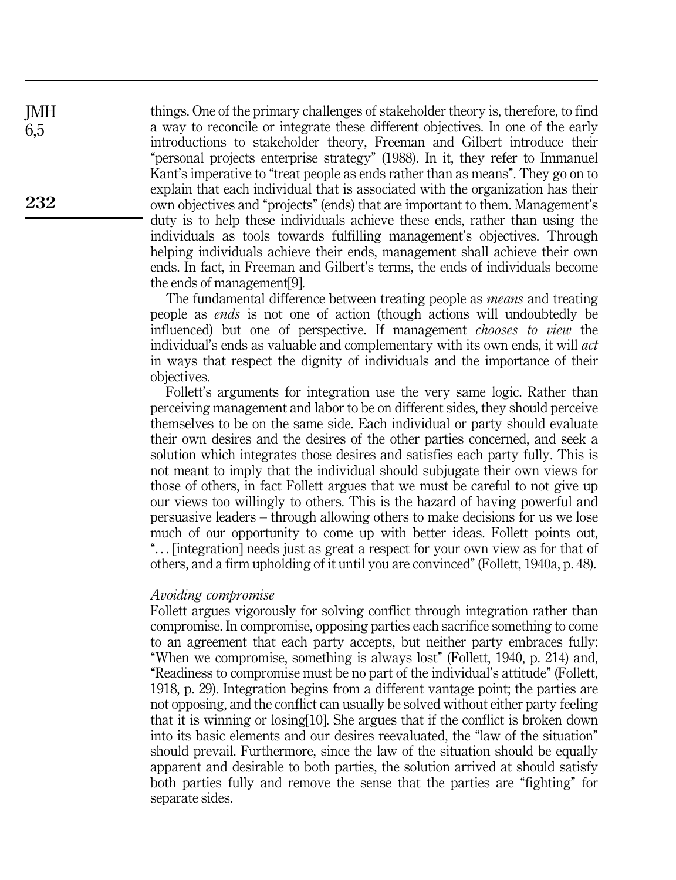things. One of the primary challenges of stakeholder theory is, therefore, to find a way to reconcile or integrate these different objectives. In one of the early introductions to stakeholder theory, Freeman and Gilbert introduce their "personal projects enterprise strategy" (1988). In it, they refer to Immanuel Kant's imperative to "treat people as ends rather than as means". They go on to explain that each individual that is associated with the organization has their own objectives and "projects" (ends) that are important to them. Management's duty is to help these individuals achieve these ends, rather than using the individuals as tools towards fulfilling management's objectives. Through helping individuals achieve their ends, management shall achieve their own ends. In fact, in Freeman and Gilbert's terms, the ends of individuals become the ends of management[9].

The fundamental difference between treating people as *means* and treating people as *ends* is not one of action (though actions will undoubtedly be influenced) but one of perspective. If management *chooses to view* the individual's ends as valuable and complementary with its own ends, it will *act* in ways that respect the dignity of individuals and the importance of their objectives.

Follett's arguments for integration use the very same logic. Rather than perceiving management and labor to be on different sides, they should perceive themselves to be on the same side. Each individual or party should evaluate their own desires and the desires of the other parties concerned, and seek a solution which integrates those desires and satisfies each party fully. This is not meant to imply that the individual should subjugate their own views for those of others, in fact Follett argues that we must be careful to not give up our views too willingly to others. This is the hazard of having powerful and persuasive leaders – through allowing others to make decisions for us we lose much of our opportunity to come up with better ideas. Follett points out, "… [integration] needs just as great a respect for your own view as for that of others, and a firm upholding of it until you are convinced" (Follett, 1940a, p. 48).

### *Avoiding compromise*

Follett argues vigorously for solving conflict through integration rather than compromise. In compromise, opposing parties each sacrifice something to come to an agreement that each party accepts, but neither party embraces fully: "When we compromise, something is always lost" (Follett, 1940, p. 214) and, "Readiness to compromise must be no part of the individual's attitude" (Follett, 1918, p. 29). Integration begins from a different vantage point; the parties are not opposing, and the conflict can usually be solved without either party feeling that it is winning or losing[10]. She argues that if the conflict is broken down into its basic elements and our desires reevaluated, the "law of the situation" should prevail. Furthermore, since the law of the situation should be equally apparent and desirable to both parties, the solution arrived at should satisfy both parties fully and remove the sense that the parties are "fighting" for separate sides.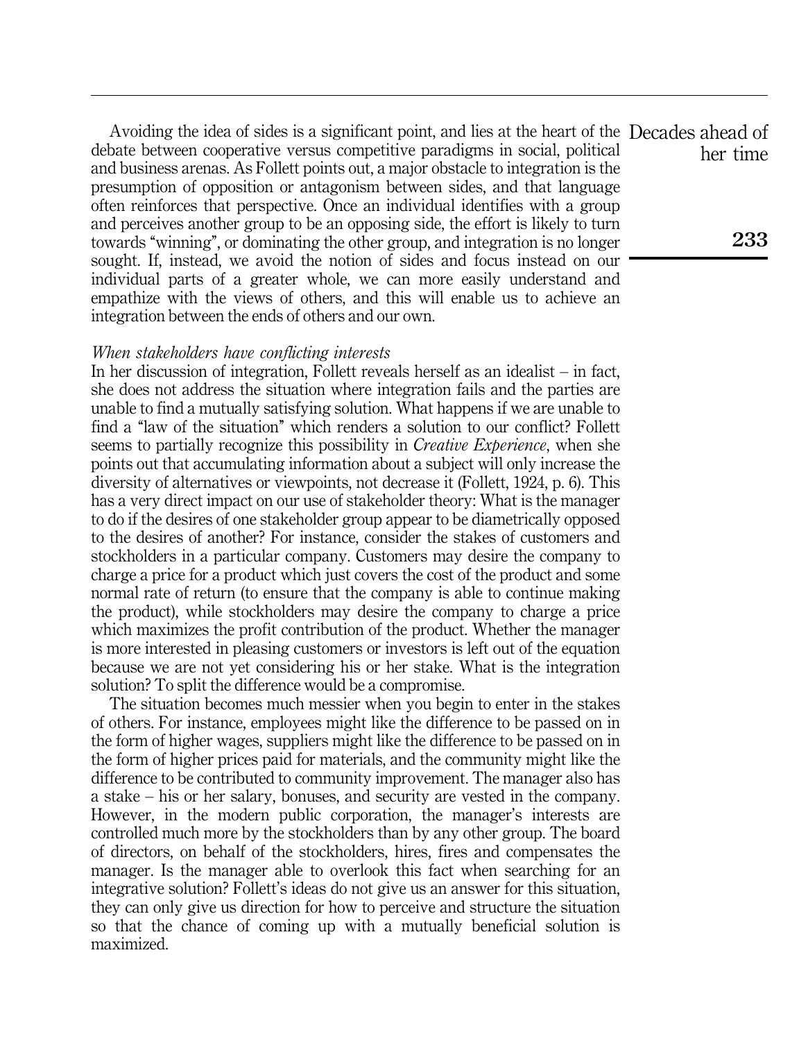Avoiding the idea of sides is a significant point, and lies at the heart of the debate between cooperative versus competitive paradigms in social, political and business arenas. As Follett points out, a major obstacle to integration is the presumption of opposition or antagonism between sides, and that language often reinforces that perspective. Once an individual identifies with a group and perceives another group to be an opposing side, the effort is likely to turn towards "winning", or dominating the other group, and integration is no longer sought. If, instead, we avoid the notion of sides and focus instead on our individual parts of a greater whole, we can more easily understand and empathize with the views of others, and this will enable us to achieve an integration between the ends of others and our own.

*When stakeholders have conflicting interests*

In her discussion of integration, Follett reveals herself as an idealist – in fact, she does not address the situation where integration fails and the parties are unable to find a mutually satisfying solution. What happens if we are unable to find a "law of the situation" which renders a solution to our conflict? Follett seems to partially recognize this possibility in *Creative Experience*, when she points out that accumulating information about a subject will only increase the diversity of alternatives or viewpoints, not decrease it (Follett, 1924, p. 6). This has a very direct impact on our use of stakeholder theory: What is the manager to do if the desires of one stakeholder group appear to be diametrically opposed to the desires of another? For instance, consider the stakes of customers and stockholders in a particular company. Customers may desire the company to charge a price for a product which just covers the cost of the product and some normal rate of return (to ensure that the company is able to continue making the product), while stockholders may desire the company to charge a price which maximizes the profit contribution of the product. Whether the manager is more interested in pleasing customers or investors is left out of the equation because we are not yet considering his or her stake. What is the integration solution? To split the difference would be a compromise.

The situation becomes much messier when you begin to enter in the stakes of others. For instance, employees might like the difference to be passed on in the form of higher wages, suppliers might like the difference to be passed on in the form of higher prices paid for materials, and the community might like the difference to be contributed to community improvement. The manager also has a stake – his or her salary, bonuses, and security are vested in the company. However, in the modern public corporation, the manager's interests are controlled much more by the stockholders than by any other group. The board of directors, on behalf of the stockholders, hires, fires and compensates the manager. Is the manager able to overlook this fact when searching for an integrative solution? Follett's ideas do not give us an answer for this situation, they can only give us direction for how to perceive and structure the situation so that the chance of coming up with a mutually beneficial solution is maximized.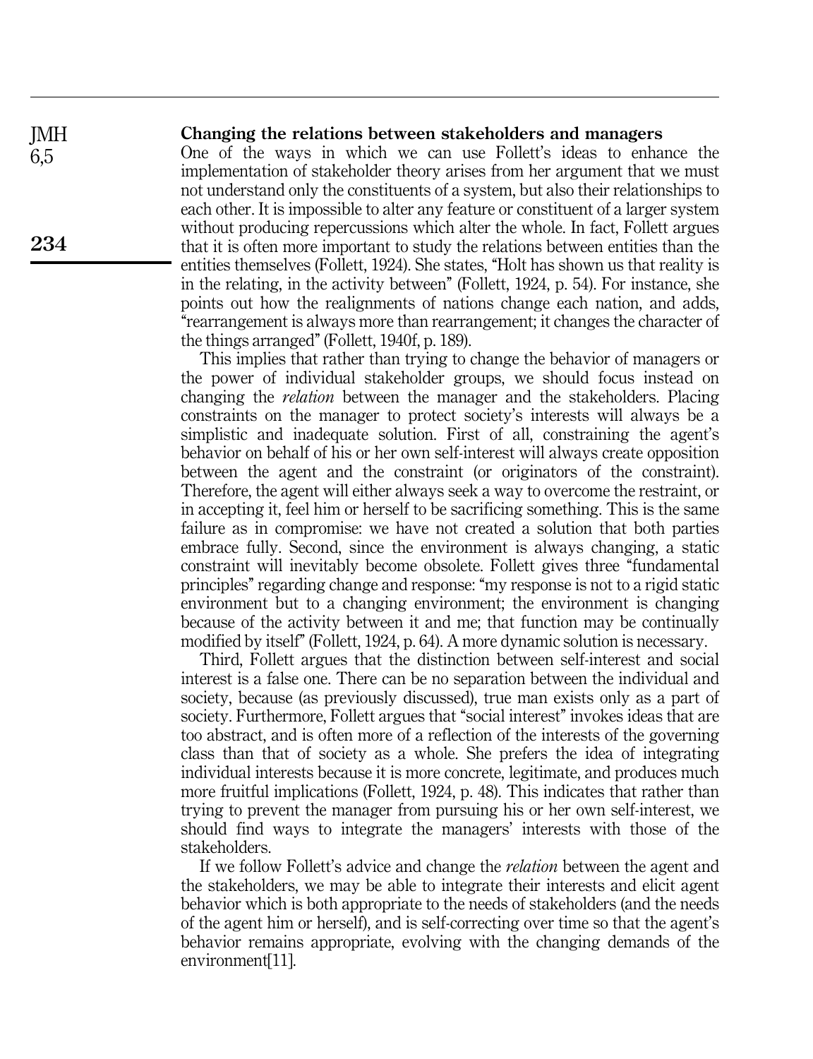## Changing the relations between stakeholders and managers

One of the ways in which we can use Follett's ideas to enhance the implementation of stakeholder theory arises from her argument that we must not understand only the constituents of a system, but also their relationships to each other. It is impossible to alter any feature or constituent of a larger system without producing repercussions which alter the whole. In fact, Follett argues that it is often more important to study the relations between entities than the entities themselves (Follett, 1924). She states, "Holt has shown us that reality is in the relating, in the activity between" (Follett, 1924, p. 54). For instance, she points out how the realignments of nations change each nation, and adds, "rearrangement is always more than rearrangement; it changes the character of the things arranged" (Follett, 1940f, p. 189).

This implies that rather than trying to change the behavior of managers or the power of individual stakeholder groups, we should focus instead on changing the *relation* between the manager and the stakeholders. Placing constraints on the manager to protect society's interests will always be a simplistic and inadequate solution. First of all, constraining the agent's behavior on behalf of his or her own self-interest will always create opposition between the agent and the constraint (or originators of the constraint). Therefore, the agent will either always seek a way to overcome the restraint, or in accepting it, feel him or herself to be sacrificing something. This is the same failure as in compromise: we have not created a solution that both parties embrace fully. Second, since the environment is always changing, a static constraint will inevitably become obsolete. Follett gives three "fundamental principles" regarding change and response: "my response is not to a rigid static environment but to a changing environment; the environment is changing because of the activity between it and me; that function may be continually modified by itself" (Follett, 1924, p. 64). A more dynamic solution is necessary.

Third, Follett argues that the distinction between self-interest and social interest is a false one. There can be no separation between the individual and society, because (as previously discussed), true man exists only as a part of society. Furthermore, Follett argues that "social interest" invokes ideas that are too abstract, and is often more of a reflection of the interests of the governing class than that of society as a whole. She prefers the idea of integrating individual interests because it is more concrete, legitimate, and produces much more fruitful implications (Follett, 1924, p. 48). This indicates that rather than trying to prevent the manager from pursuing his or her own self-interest, we should find ways to integrate the managers' interests with those of the stakeholders.

If we follow Follett's advice and change the *relation* between the agent and the stakeholders, we may be able to integrate their interests and elicit agent behavior which is both appropriate to the needs of stakeholders (and the needs of the agent him or herself), and is self-correcting over time so that the agent's behavior remains appropriate, evolving with the changing demands of the environment[11].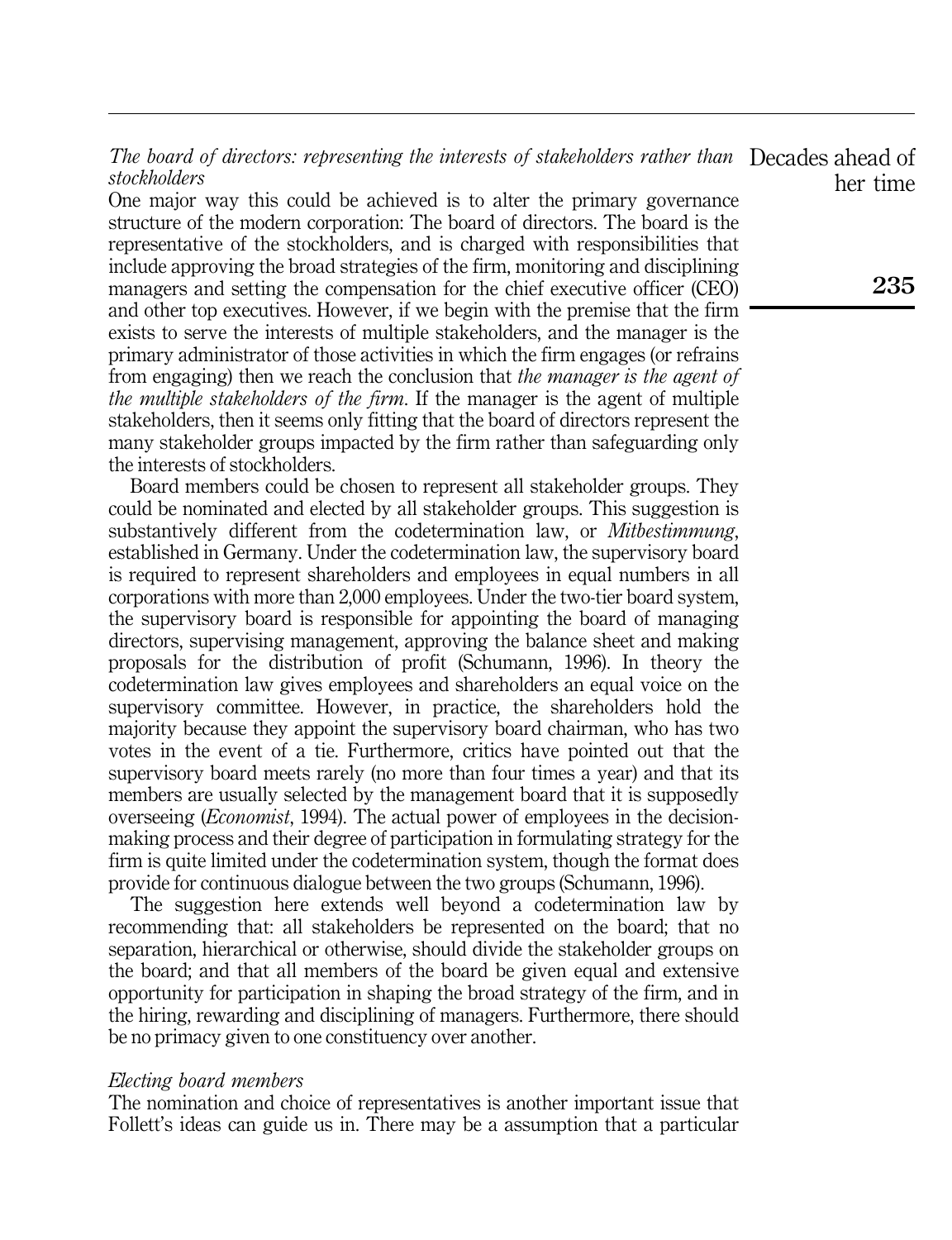### *The board of directors: representing the interests of stakeholders rather than stockholders*

One major way this could be achieved is to alter the primary governance structure of the modern corporation: The board of directors. The board is the representative of the stockholders, and is charged with responsibilities that include approving the broad strategies of the firm, monitoring and disciplining managers and setting the compensation for the chief executive officer (CEO) and other top executives. However, if we begin with the premise that the firm exists to serve the interests of multiple stakeholders, and the manager is the primary administrator of those activities in which the firm engages (or refrains from engaging) then we reach the conclusion that *the manager is the agent of the multiple stakeholders of the firm*. If the manager is the agent of multiple stakeholders, then it seems only fitting that the board of directors represent the many stakeholder groups impacted by the firm rather than safeguarding only the interests of stockholders.

Board members could be chosen to represent all stakeholder groups. They could be nominated and elected by all stakeholder groups. This suggestion is substantively different from the codetermination law, or *Mitbestimmung*, established in Germany. Under the codetermination law, the supervisory board is required to represent shareholders and employees in equal numbers in all corporations with more than 2,000 employees. Under the two-tier board system, the supervisory board is responsible for appointing the board of managing directors, supervising management, approving the balance sheet and making proposals for the distribution of profit (Schumann, 1996). In theory the codetermination law gives employees and shareholders an equal voice on the supervisory committee. However, in practice, the shareholders hold the majority because they appoint the supervisory board chairman, who has two votes in the event of a tie. Furthermore, critics have pointed out that the supervisory board meets rarely (no more than four times a year) and that its members are usually selected by the management board that it is supposedly overseeing (*Economist*, 1994). The actual power of employees in the decision-making process and their degree of participation in formulating strategy for the firm is quite limited under the codetermination system, though the format does provide for continuous dialogue between the two groups (Schumann, 1996).

The suggestion here extends well beyond a codetermination law by recommending that: all stakeholders be represented on the board; that no separation, hierarchical or otherwise, should divide the stakeholder groups on the board; and that all members of the board be given equal and extensive opportunity for participation in shaping the broad strategy of the firm, and in the hiring, rewarding and disciplining of managers. Furthermore, there should be no primacy given to one constituency over another.

### *Electing board members*

The nomination and choice of representatives is another important issue that Follett's ideas can guide us in. There may be a assumption that a particular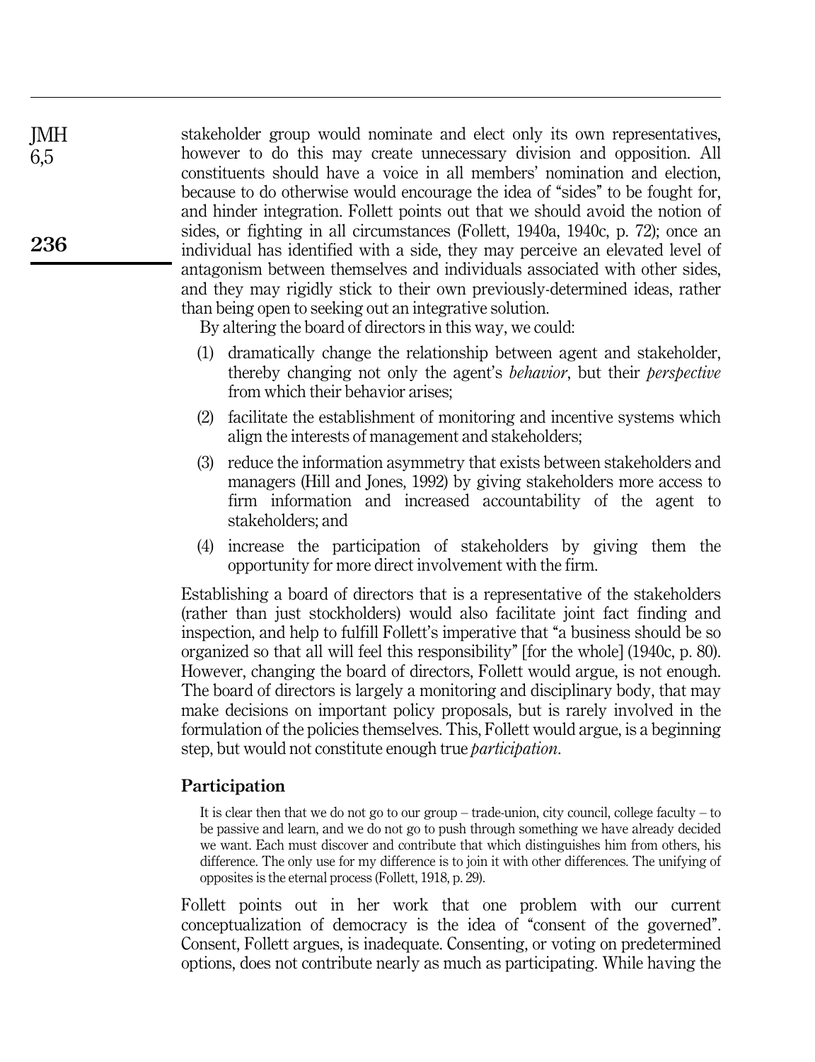stakeholder group would nominate and elect only its own representatives, however to do this may create unnecessary division and opposition. All constituents should have a voice in all members' nomination and election, because to do otherwise would encourage the idea of "sides" to be fought for, and hinder integration. Follett points out that we should avoid the notion of sides, or fighting in all circumstances (Follett, 1940a, 1940c, p. 72); once an individual has identified with a side, they may perceive an elevated level of antagonism between themselves and individuals associated with other sides, and they may rigidly stick to their own previously-determined ideas, rather than being open to seeking out an integrative solution.

By altering the board of directors in this way, we could:

1. dramatically change the relationship between agent and stakeholder, thereby changing not only the agent's *behavior*, but their *perspective* from which their behavior arises;
2. facilitate the establishment of monitoring and incentive systems which align the interests of management and stakeholders;
3. reduce the information asymmetry that exists between stakeholders and managers (Hill and Jones, 1992) by giving stakeholders more access to firm information and increased accountability of the agent to stakeholders; and
4. increase the participation of stakeholders by giving them the opportunity for more direct involvement with the firm.

Establishing a board of directors that is a representative of the stakeholders (rather than just stockholders) would also facilitate joint fact finding and inspection, and help to fulfill Follett's imperative that "a business should be so organized so that all will feel this responsibility" [for the whole] (1940c, p. 80). However, changing the board of directors, Follett would argue, is not enough. The board of directors is largely a monitoring and disciplinary body, that may make decisions on important policy proposals, but is rarely involved in the formulation of the policies themselves. This, Follett would argue, is a beginning step, but would not constitute enough true *participation*.

## Participation

> It is clear then that we do not go to our group – trade-union, city council, college faculty – to be passive and learn, and we do not go to push through something we have already decided we want. Each must discover and contribute that which distinguishes him from others, his difference. The only use for my difference is to join it with other differences. The unifying of opposites is the eternal process (Follett, 1918, p. 29).

Follett points out in her work that one problem with our current conceptualization of democracy is the idea of "consent of the governed". Consent, Follett argues, is inadequate. Consenting, or voting on predetermined options, does not contribute nearly as much as participating. While having the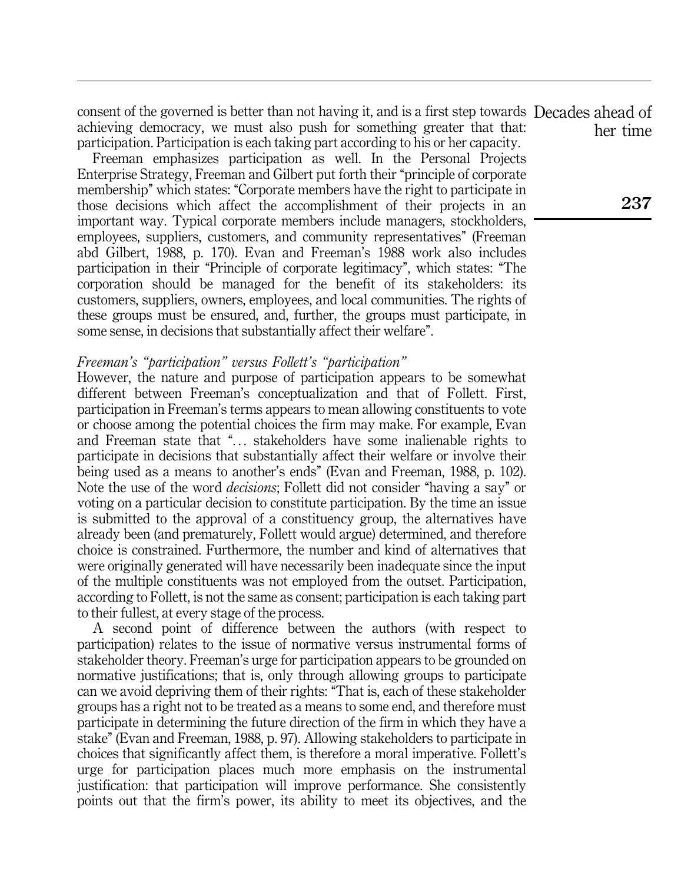consent of the governed is better than not having it, and is a first step towards achieving democracy, we must also push for something greater that that: participation. Participation is each taking part according to his or her capacity.

Freeman emphasizes participation as well. In the Personal Projects Enterprise Strategy, Freeman and Gilbert put forth their "principle of corporate membership" which states: "Corporate members have the right to participate in those decisions which affect the accomplishment of their projects in an important way. Typical corporate members include managers, stockholders, employees, suppliers, customers, and community representatives" (Freeman abd Gilbert, 1988, p. 170). Evan and Freeman's 1988 work also includes participation in their "Principle of corporate legitimacy", which states: "The corporation should be managed for the benefit of its stakeholders: its customers, suppliers, owners, employees, and local communities. The rights of these groups must be ensured, and, further, the groups must participate, in some sense, in decisions that substantially affect their welfare".

*Freeman's "participation" versus Follett's "participation"*

However, the nature and purpose of participation appears to be somewhat different between Freeman's conceptualization and that of Follett. First, participation in Freeman's terms appears to mean allowing constituents to vote or choose among the potential choices the firm may make. For example, Evan and Freeman state that "... stakeholders have some inalienable rights to participate in decisions that substantially affect their welfare or involve their being used as a means to another's ends" (Evan and Freeman, 1988, p. 102). Note the use of the word *decisions*; Follett did not consider "having a say" or voting on a particular decision to constitute participation. By the time an issue is submitted to the approval of a constituency group, the alternatives have already been (and prematurely, Follett would argue) determined, and therefore choice is constrained. Furthermore, the number and kind of alternatives that were originally generated will have necessarily been inadequate since the input of the multiple constituents was not employed from the outset. Participation, according to Follett, is not the same as consent; participation is each taking part to their fullest, at every stage of the process.

A second point of difference between the authors (with respect to participation) relates to the issue of normative versus instrumental forms of stakeholder theory. Freeman's urge for participation appears to be grounded on normative justifications; that is, only through allowing groups to participate can we avoid depriving them of their rights: "That is, each of these stakeholder groups has a right not to be treated as a means to some end, and therefore must participate in determining the future direction of the firm in which they have a stake" (Evan and Freeman, 1988, p. 97). Allowing stakeholders to participate in choices that significantly affect them, is therefore a moral imperative. Follett's urge for participation places much more emphasis on the instrumental justification: that participation will improve performance. She consistently points out that the firm's power, its ability to meet its objectives, and the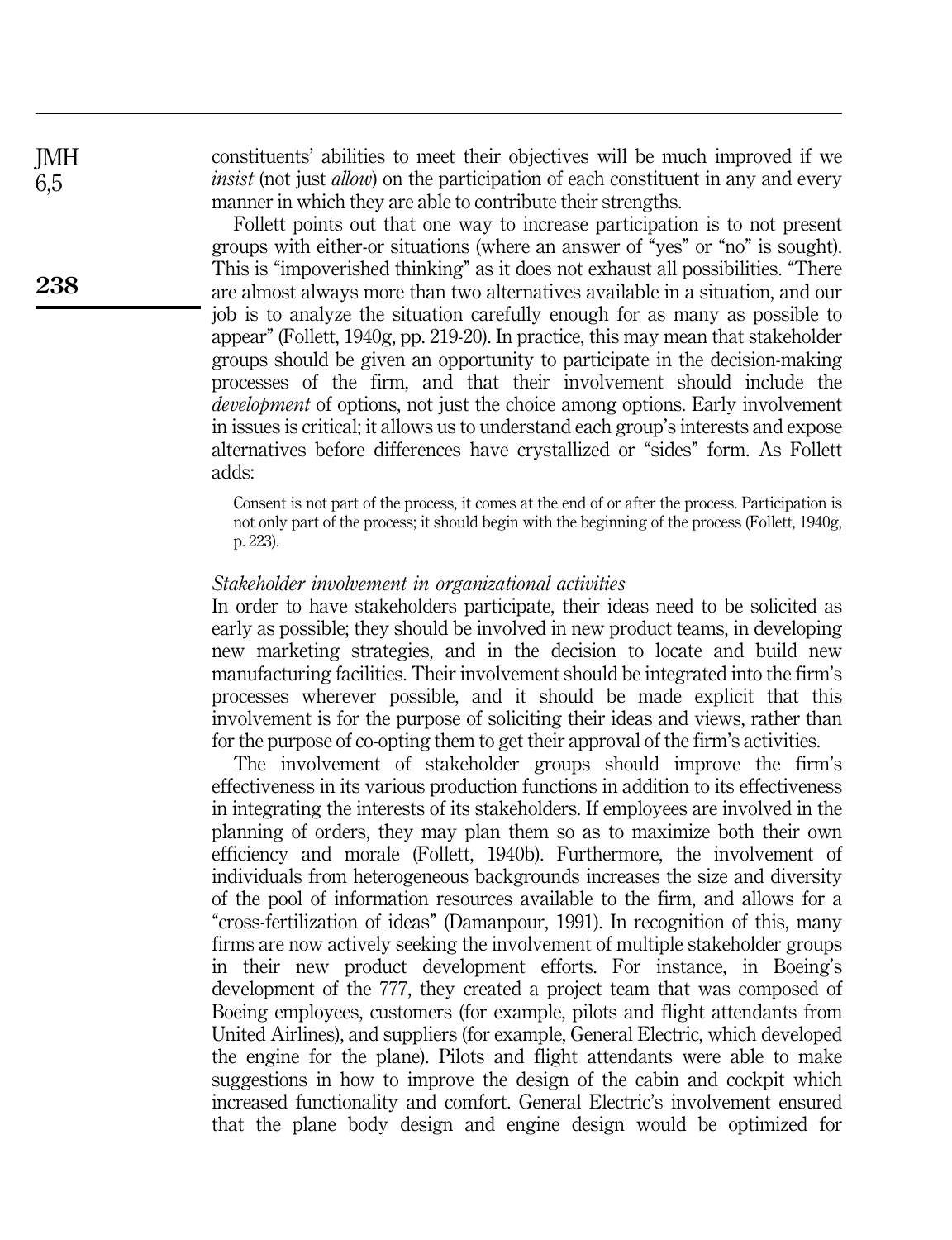constituents' abilities to meet their objectives will be much improved if we *insist* (not just *allow*) on the participation of each constituent in any and every manner in which they are able to contribute their strengths.

Follett points out that one way to increase participation is to not present groups with either-or situations (where an answer of "yes" or "no" is sought). This is "impoverished thinking" as it does not exhaust all possibilities. "There are almost always more than two alternatives available in a situation, and our job is to analyze the situation carefully enough for as many as possible to appear" (Follett, 1940g, pp. 219-20). In practice, this may mean that stakeholder groups should be given an opportunity to participate in the decision-making processes of the firm, and that their involvement should include the *development* of options, not just the choice among options. Early involvement in issues is critical; it allows us to understand each group's interests and expose alternatives before differences have crystallized or "sides" form. As Follett adds:

> Consent is not part of the process, it comes at the end of or after the process. Participation is not only part of the process; it should begin with the beginning of the process (Follett, 1940g, p. 223).

### *Stakeholder involvement in organizational activities*

In order to have stakeholders participate, their ideas need to be solicited as early as possible; they should be involved in new product teams, in developing new marketing strategies, and in the decision to locate and build new manufacturing facilities. Their involvement should be integrated into the firm's processes wherever possible, and it should be made explicit that this involvement is for the purpose of soliciting their ideas and views, rather than for the purpose of co-opting them to get their approval of the firm's activities.

The involvement of stakeholder groups should improve the firm's effectiveness in its various production functions in addition to its effectiveness in integrating the interests of its stakeholders. If employees are involved in the planning of orders, they may plan them so as to maximize both their own efficiency and morale (Follett, 1940b). Furthermore, the involvement of individuals from heterogeneous backgrounds increases the size and diversity of the pool of information resources available to the firm, and allows for a "cross-fertilization of ideas" (Damanpour, 1991). In recognition of this, many firms are now actively seeking the involvement of multiple stakeholder groups in their new product development efforts. For instance, in Boeing's development of the 777, they created a project team that was composed of Boeing employees, customers (for example, pilots and flight attendants from United Airlines), and suppliers (for example, General Electric, which developed the engine for the plane). Pilots and flight attendants were able to make suggestions in how to improve the design of the cabin and cockpit which increased functionality and comfort. General Electric's involvement ensured that the plane body design and engine design would be optimized for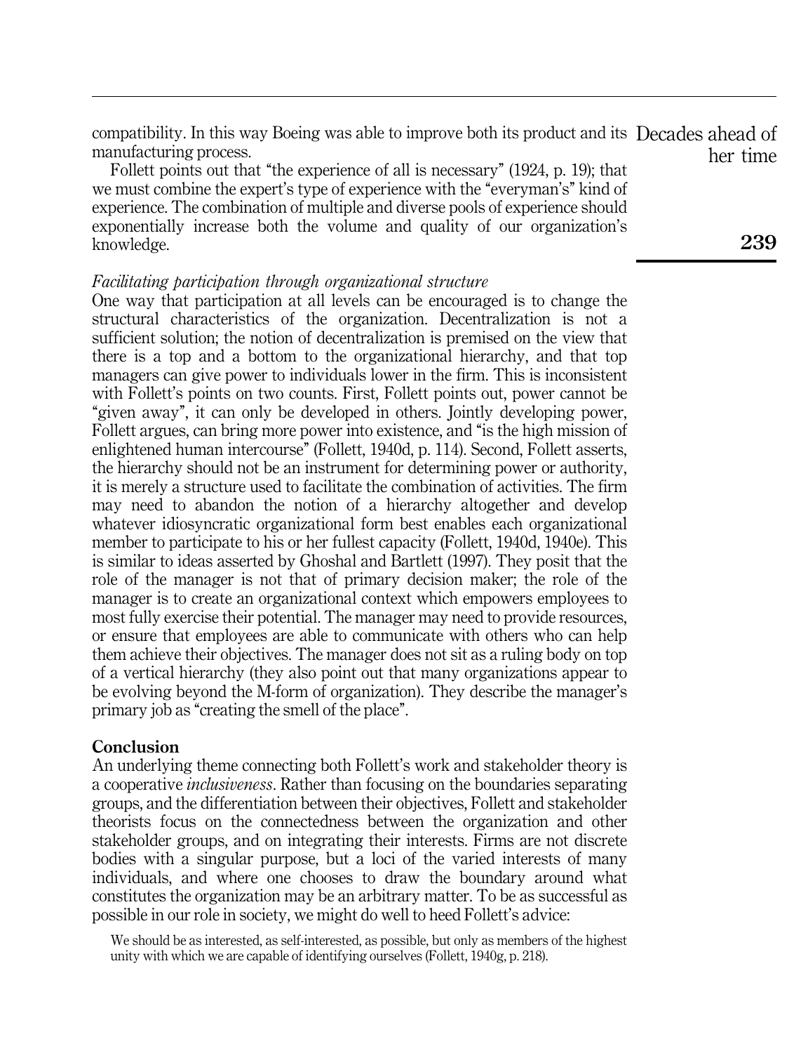compatibility. In this way Boeing was able to improve both its product and its manufacturing process.

Follett points out that "the experience of all is necessary" (1924, p. 19); that we must combine the expert's type of experience with the "everyman's" kind of experience. The combination of multiple and diverse pools of experience should exponentially increase both the volume and quality of our organization's knowledge.

*Facilitating participation through organizational structure*

One way that participation at all levels can be encouraged is to change the structural characteristics of the organization. Decentralization is not a sufficient solution; the notion of decentralization is premised on the view that there is a top and a bottom to the organizational hierarchy, and that top managers can give power to individuals lower in the firm. This is inconsistent with Follett's points on two counts. First, Follett points out, power cannot be "given away", it can only be developed in others. Jointly developing power, Follett argues, can bring more power into existence, and "is the high mission of enlightened human intercourse" (Follett, 1940d, p. 114). Second, Follett asserts, the hierarchy should not be an instrument for determining power or authority, it is merely a structure used to facilitate the combination of activities. The firm may need to abandon the notion of a hierarchy altogether and develop whatever idiosyncratic organizational form best enables each organizational member to participate to his or her fullest capacity (Follett, 1940d, 1940e). This is similar to ideas asserted by Ghoshal and Bartlett (1997). They posit that the role of the manager is not that of primary decision maker; the role of the manager is to create an organizational context which empowers employees to most fully exercise their potential. The manager may need to provide resources, or ensure that employees are able to communicate with others who can help them achieve their objectives. The manager does not sit as a ruling body on top of a vertical hierarchy (they also point out that many organizations appear to be evolving beyond the M-form of organization). They describe the manager's primary job as "creating the smell of the place".

## Conclusion

An underlying theme connecting both Follett's work and stakeholder theory is a cooperative *inclusiveness*. Rather than focusing on the boundaries separating groups, and the differentiation between their objectives, Follett and stakeholder theorists focus on the connectedness between the organization and other stakeholder groups, and on integrating their interests. Firms are not discrete bodies with a singular purpose, but a loci of the varied interests of many individuals, and where one chooses to draw the boundary around what constitutes the organization may be an arbitrary matter. To be as successful as possible in our role in society, we might do well to heed Follett's advice:

> We should be as interested, as self-interested, as possible, but only as members of the highest unity with which we are capable of identifying ourselves (Follett, 1940g, p. 218).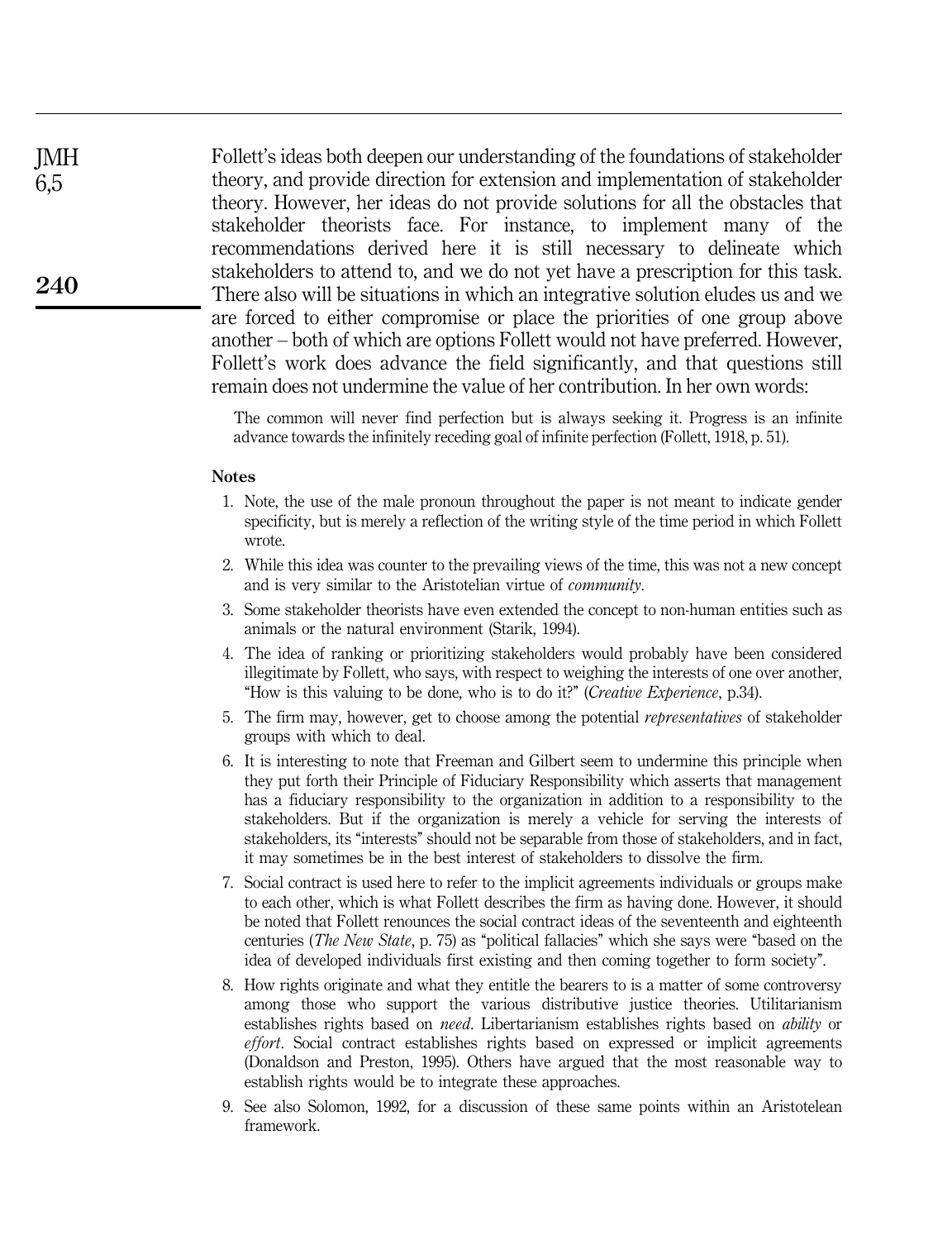Follett's ideas both deepen our understanding of the foundations of stakeholder theory, and provide direction for extension and implementation of stakeholder theory. However, her ideas do not provide solutions for all the obstacles that stakeholder theorists face. For instance, to implement many of the recommendations derived here it is still necessary to delineate which stakeholders to attend to, and we do not yet have a prescription for this task. There also will be situations in which an integrative solution eludes us and we are forced to either compromise or place the priorities of one group above another – both of which are options Follett would not have preferred. However, Follett's work does advance the field significantly, and that questions still remain does not undermine the value of her contribution. In her own words:

> The common will never find perfection but is always seeking it. Progress is an infinite advance towards the infinitely receding goal of infinite perfection (Follett, 1918, p. 51).

#### Notes

1. Note, the use of the male pronoun throughout the paper is not meant to indicate gender specificity, but is merely a reflection of the writing style of the time period in which Follett wrote.
2. While this idea was counter to the prevailing views of the time, this was not a new concept and is very similar to the Aristotelian virtue of *community*.
3. Some stakeholder theorists have even extended the concept to non-human entities such as animals or the natural environment (Starik, 1994).
4. The idea of ranking or prioritizing stakeholders would probably have been considered illegitimate by Follett, who says, with respect to weighing the interests of one over another, "How is this valuing to be done, who is to do it?" (*Creative Experience*, p.34).
5. The firm may, however, get to choose among the potential *representatives* of stakeholder groups with which to deal.
6. It is interesting to note that Freeman and Gilbert seem to undermine this principle when they put forth their Principle of Fiduciary Responsibility which asserts that management has a fiduciary responsibility to the organization in addition to a responsibility to the stakeholders. But if the organization is merely a vehicle for serving the interests of stakeholders, its "interests" should not be separable from those of stakeholders, and in fact, it may sometimes be in the best interest of stakeholders to dissolve the firm.
7. Social contract is used here to refer to the implicit agreements individuals or groups make to each other, which is what Follett describes the firm as having done. However, it should be noted that Follett renounces the social contract ideas of the seventeenth and eighteenth centuries (*The New State*, p. 75) as "political fallacies" which she says were "based on the idea of developed individuals first existing and then coming together to form society".
8. How rights originate and what they entitle the bearers to is a matter of some controversy among those who support the various distributive justice theories. Utilitarianism establishes rights based on *need*. Libertarianism establishes rights based on *ability* or *effort*. Social contract establishes rights based on expressed or implicit agreements (Donaldson and Preston, 1995). Others have argued that the most reasonable way to establish rights would be to integrate these approaches.
9. See also Solomon, 1992, for a discussion of these same points within an Aristotelean framework.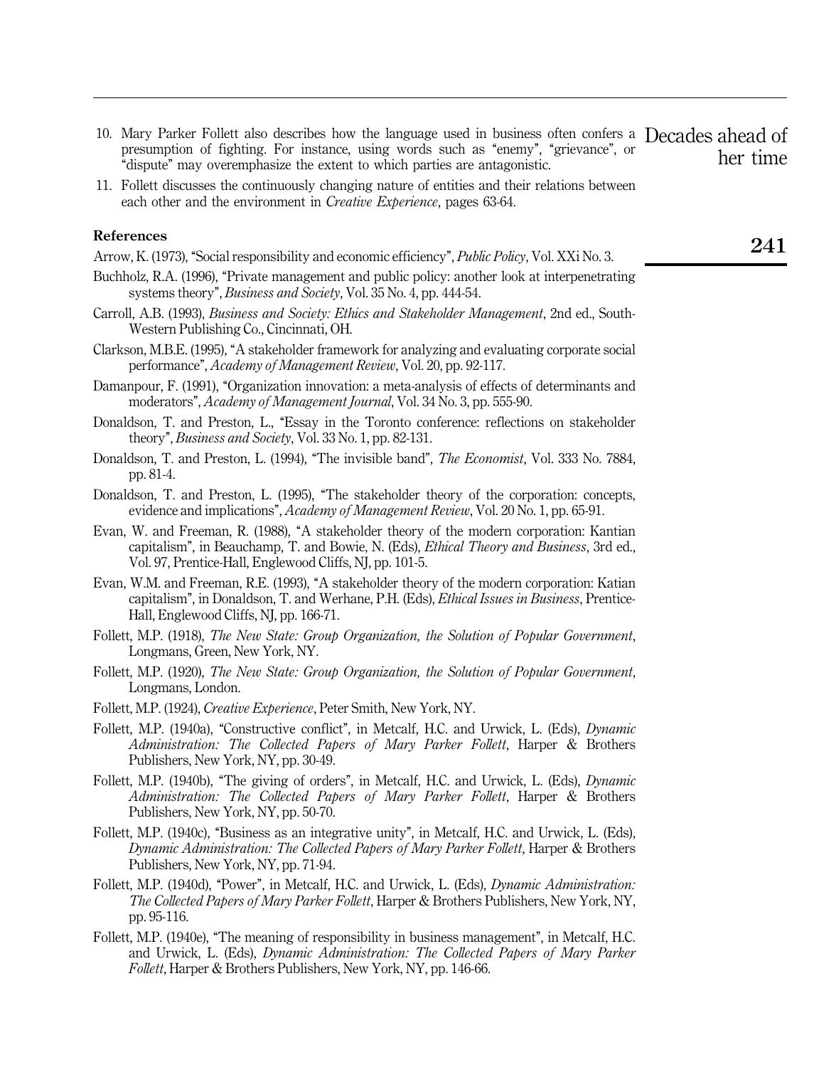10. Mary Parker Follett also describes how the language used in business often confers a presumption of fighting. For instance, using words such as "enemy", "grievance", or "dispute" may overemphasize the extent to which parties are antagonistic.
11. Follett discusses the continuously changing nature of entities and their relations between each other and the environment in *Creative Experience*, pages 63-64.

## References

Arrow, K. (1973), "Social responsibility and economic efficiency", *Public Policy*, Vol. XXi No. 3.

Buchholz, R.A. (1996), "Private management and public policy: another look at interpenetrating systems theory", *Business and Society*, Vol. 35 No. 4, pp. 444-54.

Carroll, A.B. (1993), *Business and Society: Ethics and Stakeholder Management*, 2nd ed., South-Western Publishing Co., Cincinnati, OH.

Clarkson, M.B.E. (1995), "A stakeholder framework for analyzing and evaluating corporate social performance", *Academy of Management Review*, Vol. 20, pp. 92-117.

Damanpour, F. (1991), "Organization innovation: a meta-analysis of effects of determinants and moderators", *Academy of Management Journal*, Vol. 34 No. 3, pp. 555-90.

Donaldson, T. and Preston, L., "Essay in the Toronto conference: reflections on stakeholder theory", *Business and Society*, Vol. 33 No. 1, pp. 82-131.

Donaldson, T. and Preston, L. (1994), "The invisible band", *The Economist*, Vol. 333 No. 7884, pp. 81-4.

Donaldson, T. and Preston, L. (1995), "The stakeholder theory of the corporation: concepts, evidence and implications", *Academy of Management Review*, Vol. 20 No. 1, pp. 65-91.

Evan, W. and Freeman, R. (1988), "A stakeholder theory of the modern corporation: Kantian capitalism", in Beauchamp, T. and Bowie, N. (Eds), *Ethical Theory and Business*, 3rd ed., Vol. 97, Prentice-Hall, Englewood Cliffs, NJ, pp. 101-5.

Evan, W.M. and Freeman, R.E. (1993), "A stakeholder theory of the modern corporation: Katian capitalism", in Donaldson, T. and Werhane, P.H. (Eds), *Ethical Issues in Business*, Prentice-Hall, Englewood Cliffs, NJ, pp. 166-71.

Follett, M.P. (1918), *The New State: Group Organization, the Solution of Popular Government*, Longmans, Green, New York, NY.

Follett, M.P. (1920), *The New State: Group Organization, the Solution of Popular Government*, Longmans, London.

Follett, M.P. (1924), *Creative Experience*, Peter Smith, New York, NY.

Follett, M.P. (1940a), "Constructive conflict", in Metcalf, H.C. and Urwick, L. (Eds), *Dynamic Administration: The Collected Papers of Mary Parker Follett*, Harper & Brothers Publishers, New York, NY, pp. 30-49.

Follett, M.P. (1940b), "The giving of orders", in Metcalf, H.C. and Urwick, L. (Eds), *Dynamic Administration: The Collected Papers of Mary Parker Follett*, Harper & Brothers Publishers, New York, NY, pp. 50-70.

Follett, M.P. (1940c), "Business as an integrative unity", in Metcalf, H.C. and Urwick, L. (Eds), *Dynamic Administration: The Collected Papers of Mary Parker Follett*, Harper & Brothers Publishers, New York, NY, pp. 71-94.

Follett, M.P. (1940d), "Power", in Metcalf, H.C. and Urwick, L. (Eds), *Dynamic Administration: The Collected Papers of Mary Parker Follett*, Harper & Brothers Publishers, New York, NY, pp. 95-116.

Follett, M.P. (1940e), "The meaning of responsibility in business management", in Metcalf, H.C. and Urwick, L. (Eds), *Dynamic Administration: The Collected Papers of Mary Parker Follett*, Harper & Brothers Publishers, New York, NY, pp. 146-66.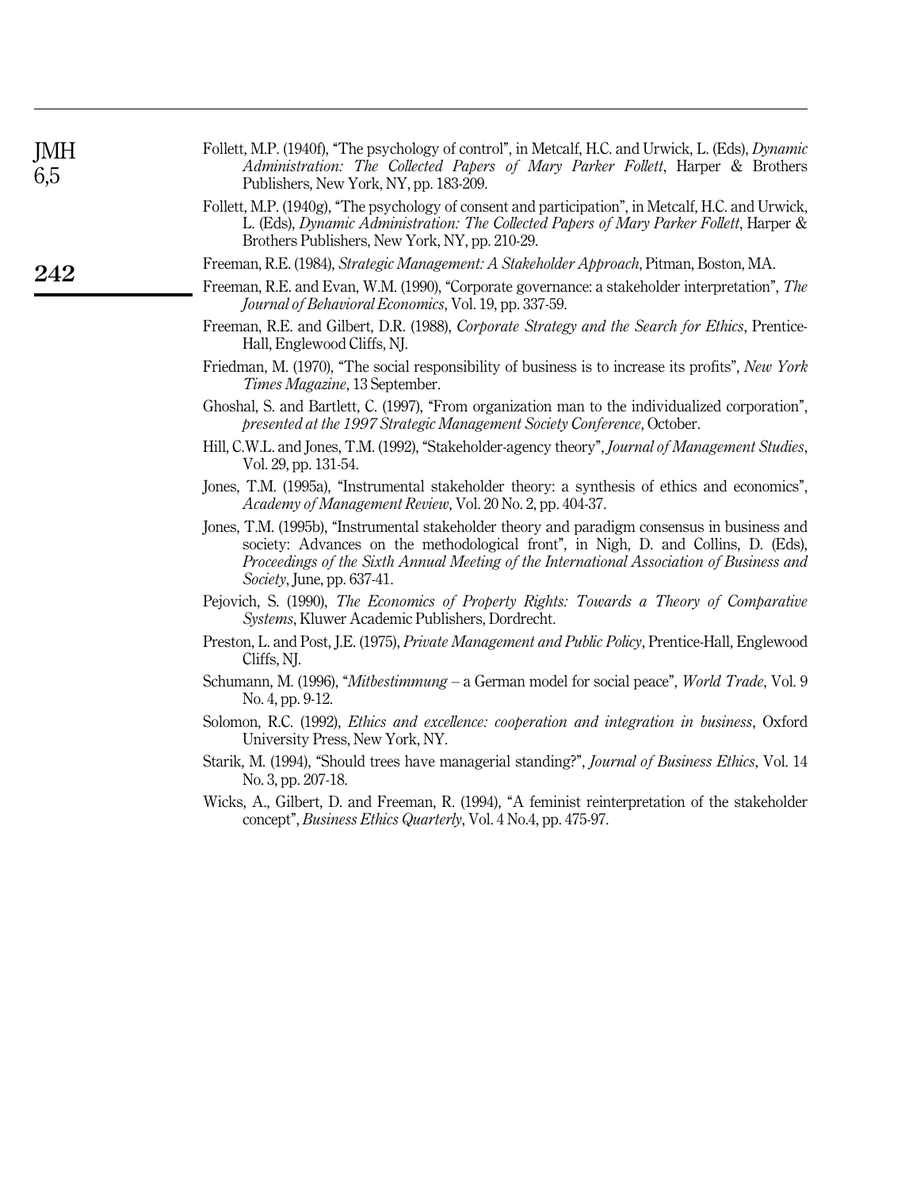Follett, M.P. (1940f), "The psychology of control", in Metcalf, H.C. and Urwick, L. (Eds), *Dynamic Administration: The Collected Papers of Mary Parker Follett*, Harper & Brothers Publishers, New York, NY, pp. 183-209.

Follett, M.P. (1940g), "The psychology of consent and participation", in Metcalf, H.C. and Urwick, L. (Eds), *Dynamic Administration: The Collected Papers of Mary Parker Follett*, Harper & Brothers Publishers, New York, NY, pp. 210-29.

Freeman, R.E. (1984), *Strategic Management: A Stakeholder Approach*, Pitman, Boston, MA.

Freeman, R.E. and Evan, W.M. (1990), "Corporate governance: a stakeholder interpretation", *The Journal of Behavioral Economics*, Vol. 19, pp. 337-59.

Freeman, R.E. and Gilbert, D.R. (1988), *Corporate Strategy and the Search for Ethics*, Prentice-Hall, Englewood Cliffs, NJ.

Friedman, M. (1970), "The social responsibility of business is to increase its profits", *New York Times Magazine*, 13 September.

Ghoshal, S. and Bartlett, C. (1997), "From organization man to the individualized corporation", *presented at the 1997 Strategic Management Society Conference*, October.

Hill, C.W.L. and Jones, T.M. (1992), "Stakeholder-agency theory", *Journal of Management Studies*, Vol. 29, pp. 131-54.

Jones, T.M. (1995a), "Instrumental stakeholder theory: a synthesis of ethics and economics", *Academy of Management Review*, Vol. 20 No. 2, pp. 404-37.

Jones, T.M. (1995b), "Instrumental stakeholder theory and paradigm consensus in business and society: Advances on the methodological front", in Nigh, D. and Collins, D. (Eds), *Proceedings of the Sixth Annual Meeting of the International Association of Business and Society*, June, pp. 637-41.

Pejovich, S. (1990), *The Economics of Property Rights: Towards a Theory of Comparative Systems*, Kluwer Academic Publishers, Dordrecht.

Preston, L. and Post, J.E. (1975), *Private Management and Public Policy*, Prentice-Hall, Englewood Cliffs, NJ.

Schumann, M. (1996), "*Mitbestimmung* – a German model for social peace", *World Trade*, Vol. 9 No. 4, pp. 9-12.

Solomon, R.C. (1992), *Ethics and excellence: cooperation and integration in business*, Oxford University Press, New York, NY.

Starik, M. (1994), "Should trees have managerial standing?", *Journal of Business Ethics*, Vol. 14 No. 3, pp. 207-18.

Wicks, A., Gilbert, D. and Freeman, R. (1994), "A feminist reinterpretation of the stakeholder concept", *Business Ethics Quarterly*, Vol. 4 No.4, pp. 475-97.